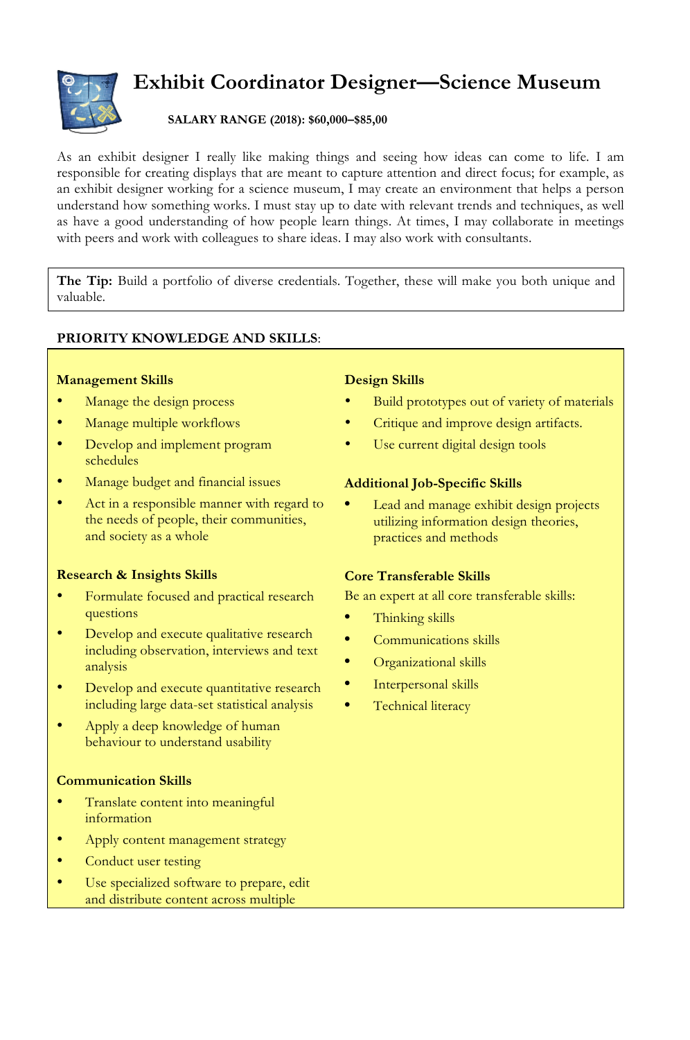# Exhibit Coordinator Designer—Science Museum

**SALARY RANGE (2018): $60,000–$85,00**

As an exhibit designer I really like making things and seeing how ideas can come to life. I am responsible for creating displays that are meant to capture attention and direct focus; for example, as an exhibit designer working for a science museum, I may create an environment that helps a person understand how something works. I must stay up to date with relevant trends and techniques, as well as have a good understanding of how people learn things. At times, I may collaborate in meetings with peers and work with colleagues to share ideas. I may also work with consultants.

**The Tip:** Build a portfolio of diverse credentials. Together, these will make you both unique and valuable.

**PRIORITY KNOWLEDGE AND SKILLS**:

**Management Skills**

- Manage the design process
- Manage multiple workflows
- Develop and implement program schedules
- Manage budget and financial issues
- Act in a responsible manner with regard to the needs of people, their communities, and society as a whole

**Research & Insights Skills**

- Formulate focused and practical research questions
- Develop and execute qualitative research including observation, interviews and text analysis
- Develop and execute quantitative research including large data-set statistical analysis
- Apply a deep knowledge of human behaviour to understand usability

**Communication Skills**

- Translate content into meaningful information
- Apply content management strategy
- Conduct user testing
- Use specialized software to prepare, edit and distribute content across multiple

**Design Skills**

- Build prototypes out of variety of materials
- Critique and improve design artifacts.
- Use current digital design tools

**Additional Job-Specific Skills**

- Lead and manage exhibit design projects utilizing information design theories, practices and methods

**Core Transferable Skills**

Be an expert at all core transferable skills:

- Thinking skills
- Communications skills
- Organizational skills
- Interpersonal skills
- Technical literacy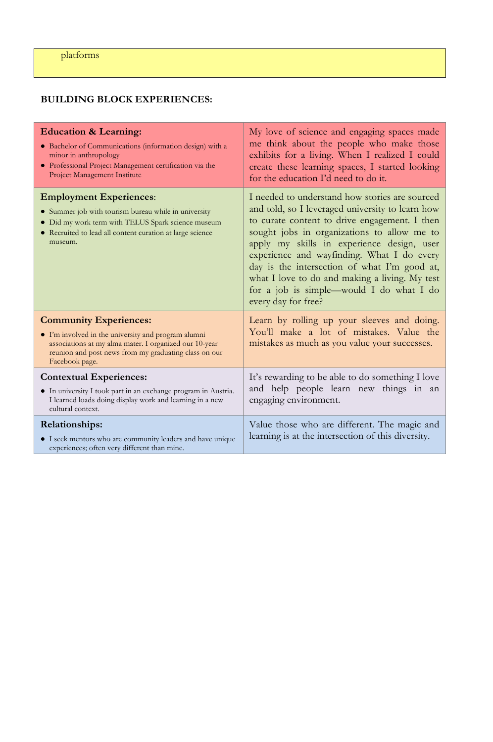platforms

**BUILDING BLOCK EXPERIENCES:**

| | |
|---|---|
| **Education & Learning:**<br>• Bachelor of Communications (information design) with a minor in anthropology<br>• Professional Project Management certification via the Project Management Institute | My love of science and engaging spaces made me think about the people who make those exhibits for a living. When I realized I could create these learning spaces, I started looking for the education I'd need to do it. |
| **Employment Experiences**:<br>• Summer job with tourism bureau while in university<br>• Did my work term with TELUS Spark science museum<br>• Recruited to lead all content curation at large science museum. | I needed to understand how stories are sourced and told, so I leveraged university to learn how to curate content to drive engagement. I then sought jobs in organizations to allow me to apply my skills in experience design, user experience and wayfinding. What I do every day is the intersection of what I'm good at, what I love to do and making a living. My test for a job is simple—would I do what I do every day for free? |
| **Community Experiences:**<br>• I'm involved in the university and program alumni associations at my alma mater. I organized our 10-year reunion and post news from my graduating class on our Facebook page. | Learn by rolling up your sleeves and doing. You'll make a lot of mistakes. Value the mistakes as much as you value your successes. |
| **Contextual Experiences:**<br>• In university I took part in an exchange program in Austria. I learned loads doing display work and learning in a new cultural context. | It's rewarding to be able to do something I love and help people learn new things in an engaging environment. |
| **Relationships:**<br>• I seek mentors who are community leaders and have unique experiences; often very different than mine. | Value those who are different. The magic and learning is at the intersection of this diversity. |